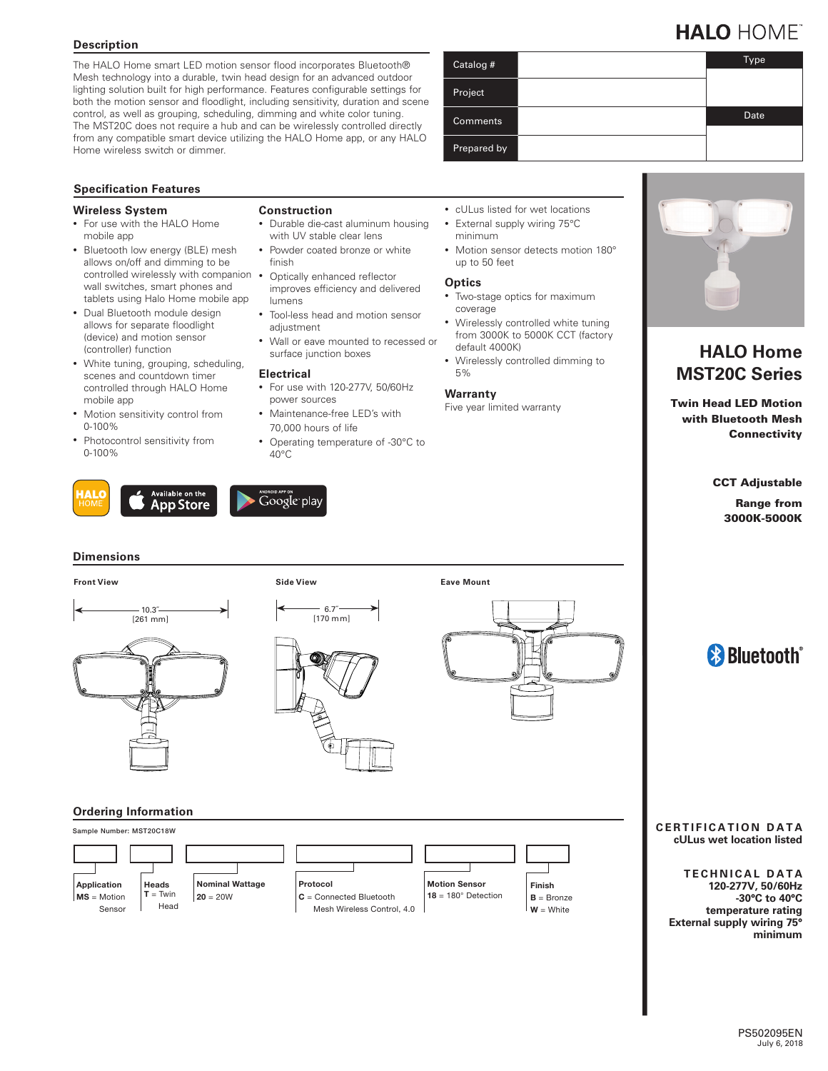# HALO HOME™

## Description

The HALO Home smart LED motion sensor flood incorporates Bluetooth® Mesh technology into a durable, twin head design for an advanced outdoor lighting solution built for high performance. Features configurable settings for both the motion sensor and floodlight, including sensitivity, duration and scene control, as well as grouping, scheduling, dimming and white color tuning. The MST20C does not require a hub and can be wirelessly controlled directly from any compatible smart device utilizing the HALO Home app, or any HALO Home wireless switch or dimmer.

| Catalog # | | Type |
|---|---|---|
| Project | | |
| Comments | | Date |
| Prepared by | | |

## Specification Features

### Wireless System

- For use with the HALO Home mobile app
- Bluetooth low energy (BLE) mesh allows on/off and dimming to be controlled wirelessly with companion wall switches, smart phones and tablets using Halo Home mobile app
- Dual Bluetooth module design allows for separate floodlight (device) and motion sensor (controller) function
- White tuning, grouping, scheduling, scenes and countdown timer controlled through HALO Home mobile app
- Motion sensitivity control from 0-100%
- Photocontrol sensitivity from 0-100%

### Construction

- Durable die-cast aluminum housing with UV stable clear lens
- Powder coated bronze or white finish
- Optically enhanced reflector improves efficiency and delivered lumens
- Tool-less head and motion sensor adjustment
- Wall or eave mounted to recessed or surface junction boxes

### Electrical

- For use with 120-277V, 50/60Hz power sources
- Maintenance-free LED's with 70,000 hours of life
- Operating temperature of -30°C to 40°C
- cULus listed for wet locations
- External supply wiring 75°C minimum
- Motion sensor detects motion 180° up to 50 feet

### Optics

- Two-stage optics for maximum coverage
- Wirelessly controlled white tuning from 3000K to 5000K CCT (factory default 4000K)
- Wirelessly controlled dimming to 5%

### Warranty

Five year limited warranty

HALO HOME | Available on the App Store | ANDROID APP ON Google play

## HALO Home MST20C Series

**Twin Head LED Motion with Bluetooth Mesh Connectivity**

**CCT Adjustable**

**Range from 3000K-5000K**

Bluetooth®

## Dimensions

**Front View**

10.3" [261 mm]

**Side View**

6.7" [170 mm]

**Eave Mount**

## Ordering Information

Sample Number: MST20C18W

| Application | Heads | Nominal Wattage | Protocol | Motion Sensor | Finish |
|---|---|---|---|---|---|
| **MS** = Motion Sensor | **T** = Twin Head | **20** = 20W | **C** = Connected Bluetooth Mesh Wireless Control, 4.0 | **18** = 180° Detection | **B** = Bronze<br>**W** = White |

**CERTIFICATION DATA**
cULus wet location listed

**TECHNICAL DATA**
120-277V, 50/60Hz
-30°C to 40°C temperature rating
External supply wiring 75° minimum

PS502095EN
July 6, 2018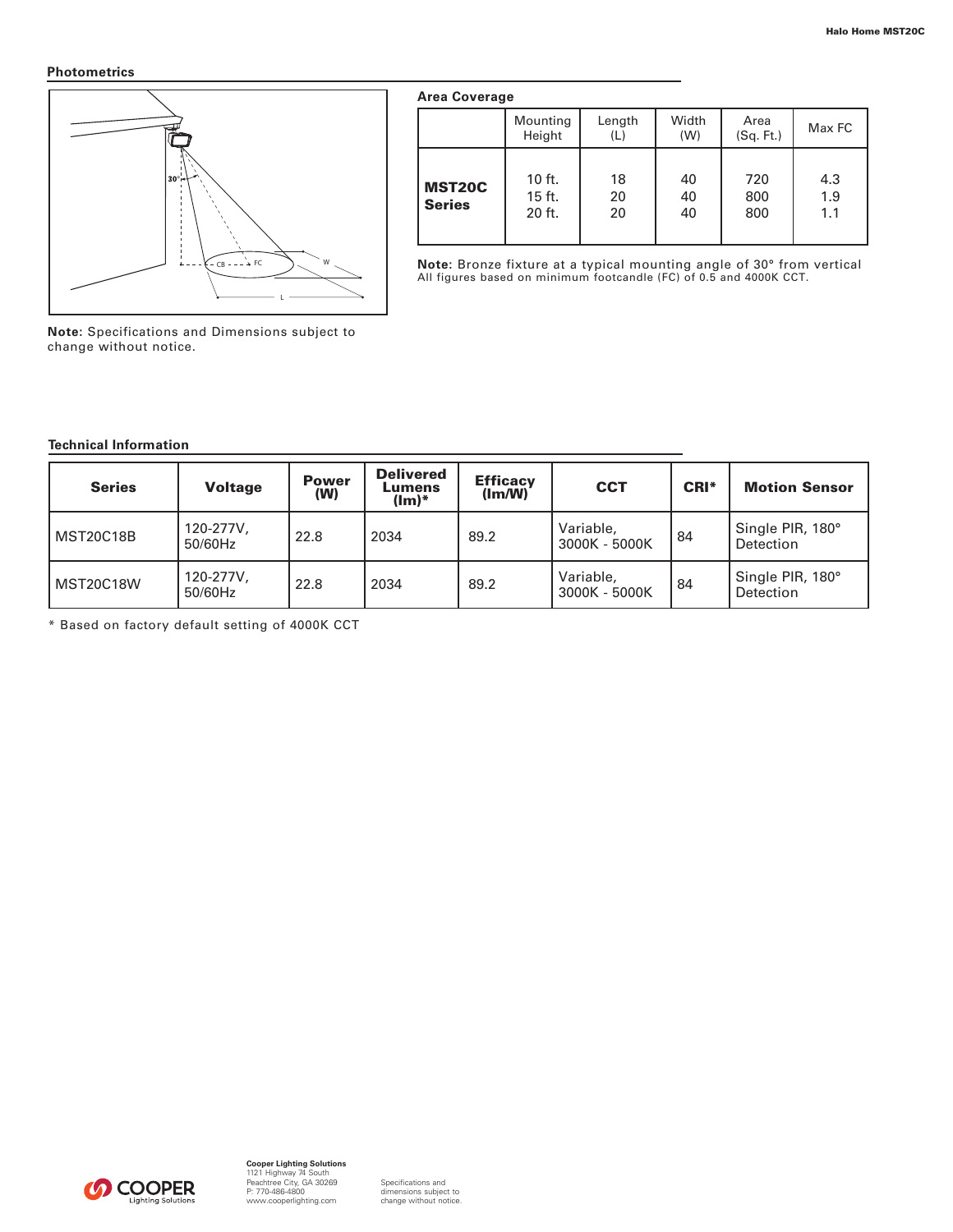## Photometrics

30°

CB

FC

W

L

**Note:** Specifications and Dimensions subject to change without notice.

### Area Coverage

| | Mounting Height | Length (L) | Width (W) | Area (Sq. Ft.) | Max FC |
|---|---|---|---|---|---|
| **MST20C Series** | 10 ft.<br>15 ft.<br>20 ft. | 18<br>20<br>20 | 40<br>40<br>40 | 720<br>800<br>800 | 4.3<br>1.9<br>1.1 |

**Note:** Bronze fixture at a typical mounting angle of 30° from vertical
All figures based on minimum footcandle (FC) of 0.5 and 4000K CCT.

## Technical Information

| Series | Voltage | Power (W) | Delivered Lumens (lm)* | Efficacy (lm/W) | CCT | CRI* | Motion Sensor |
|---|---|---|---|---|---|---|---|
| MST20C18B | 120-277V, 50/60Hz | 22.8 | 2034 | 89.2 | Variable, 3000K - 5000K | 84 | Single PIR, 180° Detection |
| MST20C18W | 120-277V, 50/60Hz | 22.8 | 2034 | 89.2 | Variable, 3000K - 5000K | 84 | Single PIR, 180° Detection |

* Based on factory default setting of 4000K CCT

**Cooper Lighting Solutions**
1121 Highway 74 South
Peachtree City, GA 30269
P: 770-486-4800
www.cooperlighting.com

Specifications and dimensions subject to change without notice.